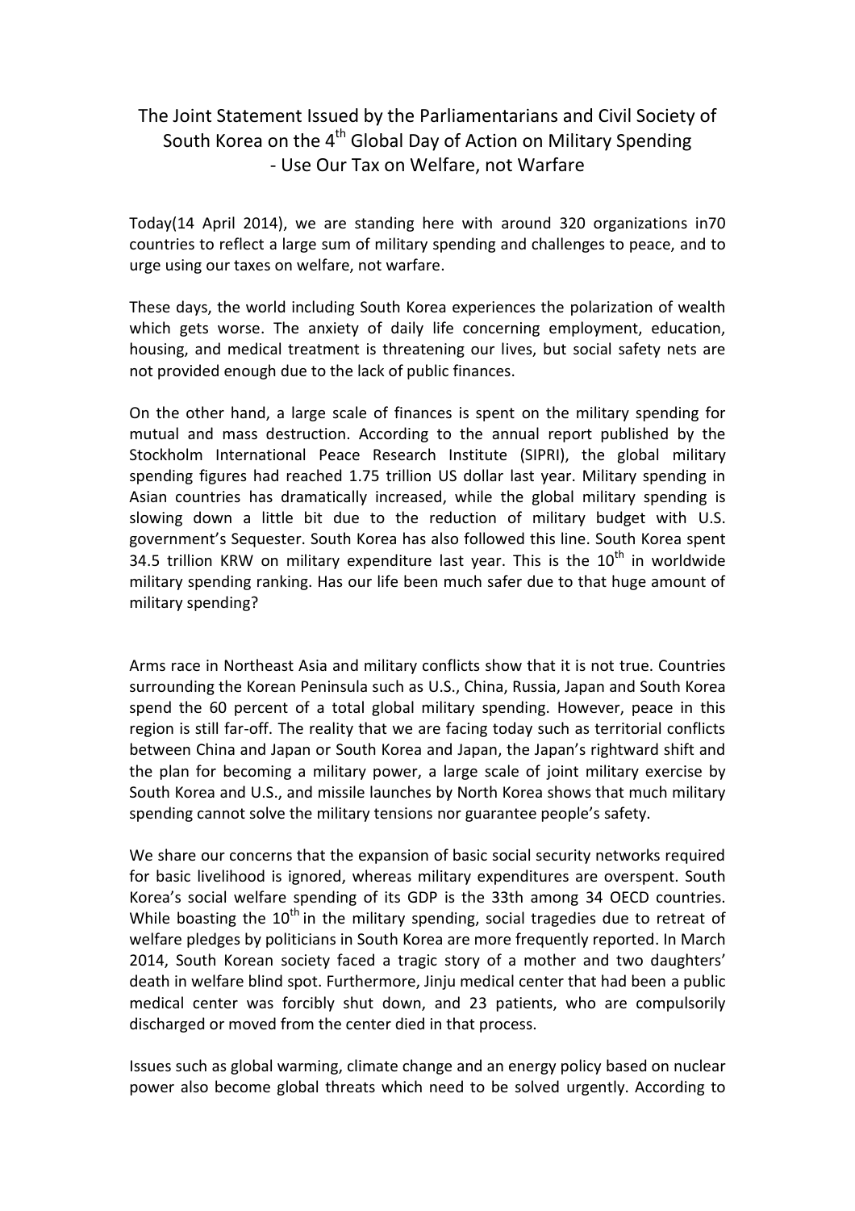# The Joint Statement Issued by the Parliamentarians and Civil Society of South Korea on the 4th Global Day of Action on Military Spending - Use Our Tax on Welfare, not Warfare

Today(14 April 2014), we are standing here with around 320 organizations in70 countries to reflect a large sum of military spending and challenges to peace, and to urge using our taxes on welfare, not warfare.

These days, the world including South Korea experiences the polarization of wealth which gets worse. The anxiety of daily life concerning employment, education, housing, and medical treatment is threatening our lives, but social safety nets are not provided enough due to the lack of public finances.

On the other hand, a large scale of finances is spent on the military spending for mutual and mass destruction. According to the annual report published by the Stockholm International Peace Research Institute (SIPRI), the global military spending figures had reached 1.75 trillion US dollar last year. Military spending in Asian countries has dramatically increased, while the global military spending is slowing down a little bit due to the reduction of military budget with U.S. government's Sequester. South Korea has also followed this line. South Korea spent 34.5 trillion KRW on military expenditure last year. This is the 10th in worldwide military spending ranking. Has our life been much safer due to that huge amount of military spending?

Arms race in Northeast Asia and military conflicts show that it is not true. Countries surrounding the Korean Peninsula such as U.S., China, Russia, Japan and South Korea spend the 60 percent of a total global military spending. However, peace in this region is still far-off. The reality that we are facing today such as territorial conflicts between China and Japan or South Korea and Japan, the Japan's rightward shift and the plan for becoming a military power, a large scale of joint military exercise by South Korea and U.S., and missile launches by North Korea shows that much military spending cannot solve the military tensions nor guarantee people's safety.

We share our concerns that the expansion of basic social security networks required for basic livelihood is ignored, whereas military expenditures are overspent. South Korea's social welfare spending of its GDP is the 33th among 34 OECD countries. While boasting the 10th in the military spending, social tragedies due to retreat of welfare pledges by politicians in South Korea are more frequently reported. In March 2014, South Korean society faced a tragic story of a mother and two daughters' death in welfare blind spot. Furthermore, Jinju medical center that had been a public medical center was forcibly shut down, and 23 patients, who are compulsorily discharged or moved from the center died in that process.

Issues such as global warming, climate change and an energy policy based on nuclear power also become global threats which need to be solved urgently. According to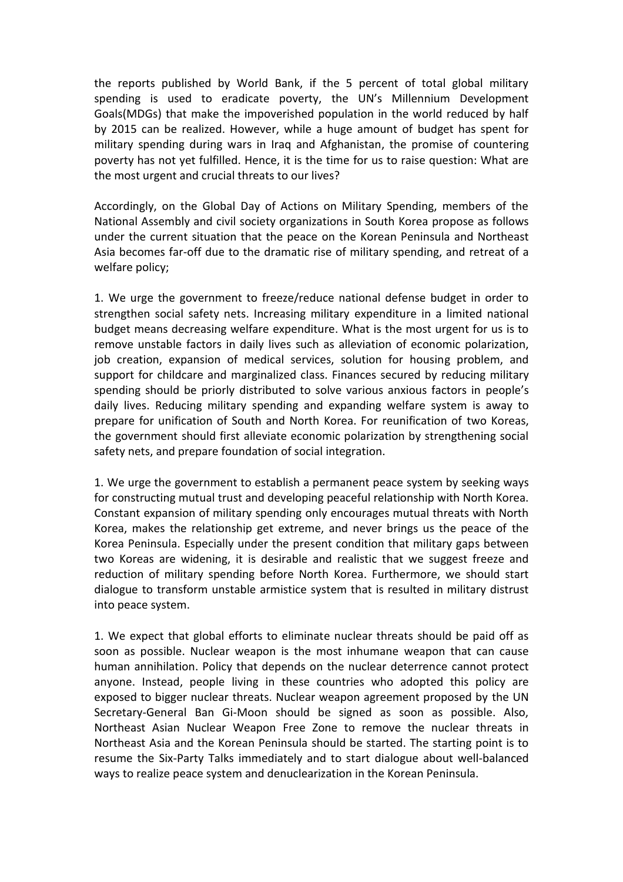the reports published by World Bank, if the 5 percent of total global military spending is used to eradicate poverty, the UN's Millennium Development Goals(MDGs) that make the impoverished population in the world reduced by half by 2015 can be realized. However, while a huge amount of budget has spent for military spending during wars in Iraq and Afghanistan, the promise of countering poverty has not yet fulfilled. Hence, it is the time for us to raise question: What are the most urgent and crucial threats to our lives?

Accordingly, on the Global Day of Actions on Military Spending, members of the National Assembly and civil society organizations in South Korea propose as follows under the current situation that the peace on the Korean Peninsula and Northeast Asia becomes far-off due to the dramatic rise of military spending, and retreat of a welfare policy;

1. We urge the government to freeze/reduce national defense budget in order to strengthen social safety nets. Increasing military expenditure in a limited national budget means decreasing welfare expenditure. What is the most urgent for us is to remove unstable factors in daily lives such as alleviation of economic polarization, job creation, expansion of medical services, solution for housing problem, and support for childcare and marginalized class. Finances secured by reducing military spending should be priorly distributed to solve various anxious factors in people's daily lives. Reducing military spending and expanding welfare system is away to prepare for unification of South and North Korea. For reunification of two Koreas, the government should first alleviate economic polarization by strengthening social safety nets, and prepare foundation of social integration.

1. We urge the government to establish a permanent peace system by seeking ways for constructing mutual trust and developing peaceful relationship with North Korea. Constant expansion of military spending only encourages mutual threats with North Korea, makes the relationship get extreme, and never brings us the peace of the Korea Peninsula. Especially under the present condition that military gaps between two Koreas are widening, it is desirable and realistic that we suggest freeze and reduction of military spending before North Korea. Furthermore, we should start dialogue to transform unstable armistice system that is resulted in military distrust into peace system.

1. We expect that global efforts to eliminate nuclear threats should be paid off as soon as possible. Nuclear weapon is the most inhumane weapon that can cause human annihilation. Policy that depends on the nuclear deterrence cannot protect anyone. Instead, people living in these countries who adopted this policy are exposed to bigger nuclear threats. Nuclear weapon agreement proposed by the UN Secretary-General Ban Gi-Moon should be signed as soon as possible. Also, Northeast Asian Nuclear Weapon Free Zone to remove the nuclear threats in Northeast Asia and the Korean Peninsula should be started. The starting point is to resume the Six-Party Talks immediately and to start dialogue about well-balanced ways to realize peace system and denuclearization in the Korean Peninsula.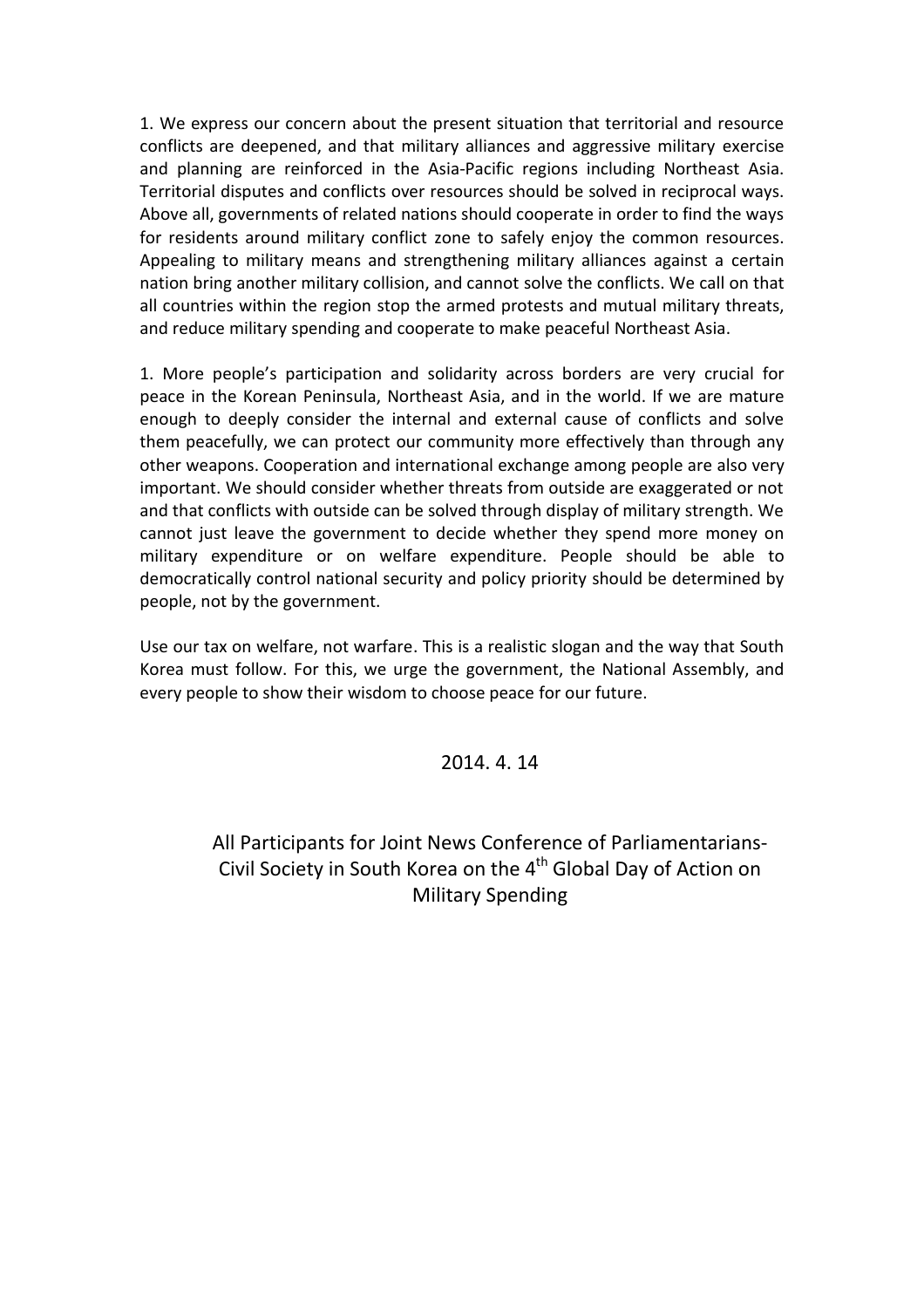1. We express our concern about the present situation that territorial and resource conflicts are deepened, and that military alliances and aggressive military exercise and planning are reinforced in the Asia-Pacific regions including Northeast Asia. Territorial disputes and conflicts over resources should be solved in reciprocal ways. Above all, governments of related nations should cooperate in order to find the ways for residents around military conflict zone to safely enjoy the common resources. Appealing to military means and strengthening military alliances against a certain nation bring another military collision, and cannot solve the conflicts. We call on that all countries within the region stop the armed protests and mutual military threats, and reduce military spending and cooperate to make peaceful Northeast Asia.

1. More people's participation and solidarity across borders are very crucial for peace in the Korean Peninsula, Northeast Asia, and in the world. If we are mature enough to deeply consider the internal and external cause of conflicts and solve them peacefully, we can protect our community more effectively than through any other weapons. Cooperation and international exchange among people are also very important. We should consider whether threats from outside are exaggerated or not and that conflicts with outside can be solved through display of military strength. We cannot just leave the government to decide whether they spend more money on military expenditure or on welfare expenditure. People should be able to democratically control national security and policy priority should be determined by people, not by the government.

Use our tax on welfare, not warfare. This is a realistic slogan and the way that South Korea must follow. For this, we urge the government, the National Assembly, and every people to show their wisdom to choose peace for our future.

2014. 4. 14

All Participants for Joint News Conference of Parliamentarians-Civil Society in South Korea on the 4th Global Day of Action on Military Spending